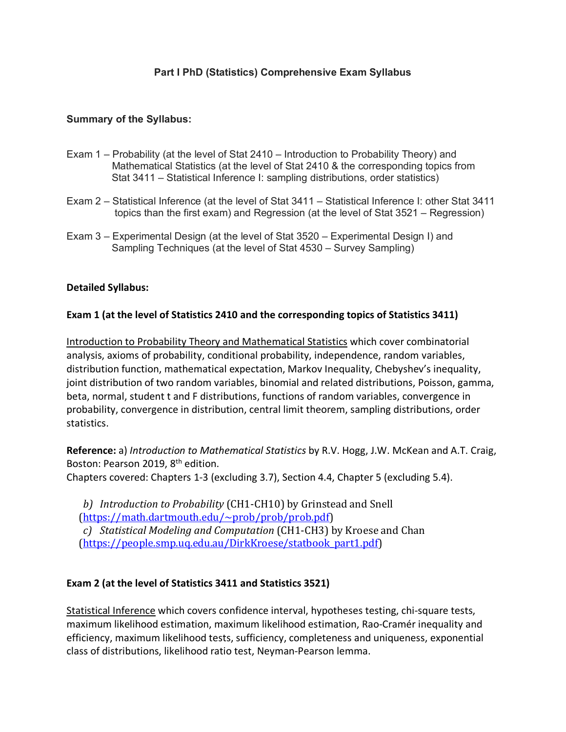# Part I PhD (Statistics) Comprehensive Exam Syllabus

## Summary of the Syllabus:

Exam 1 – Probability (at the level of Stat 2410 – Introduction to Probability Theory) and Mathematical Statistics (at the level of Stat 2410 & the corresponding topics from Stat 3411 – Statistical Inference I: sampling distributions, order statistics)

Exam 2 – Statistical Inference (at the level of Stat 3411 – Statistical Inference I: other Stat 3411 topics than the first exam) and Regression (at the level of Stat 3521 – Regression)

Exam 3 – Experimental Design (at the level of Stat 3520 – Experimental Design I) and Sampling Techniques (at the level of Stat 4530 – Survey Sampling)

## Detailed Syllabus:

### Exam 1 (at the level of Statistics 2410 and the corresponding topics of Statistics 3411)

<u>Introduction to Probability Theory and Mathematical Statistics</u> which cover combinatorial analysis, axioms of probability, conditional probability, independence, random variables, distribution function, mathematical expectation, Markov Inequality, Chebyshev's inequality, joint distribution of two random variables, binomial and related distributions, Poisson, gamma, beta, normal, student t and F distributions, functions of random variables, convergence in probability, convergence in distribution, central limit theorem, sampling distributions, order statistics.

**Reference:** a) *Introduction to Mathematical Statistics* by R.V. Hogg, J.W. McKean and A.T. Craig, Boston: Pearson 2019, 8th edition.
Chapters covered: Chapters 1-3 (excluding 3.7), Section 4.4, Chapter 5 (excluding 5.4).

*b) Introduction to Probability* (CH1-CH10) by Grinstead and Snell (https://math.dartmouth.edu/~prob/prob/prob.pdf)
*c) Statistical Modeling and Computation* (CH1-CH3) by Kroese and Chan (https://people.smp.uq.edu.au/DirkKroese/statbook_part1.pdf)

### Exam 2 (at the level of Statistics 3411 and Statistics 3521)

<u>Statistical Inference</u> which covers confidence interval, hypotheses testing, chi-square tests, maximum likelihood estimation, maximum likelihood estimation, Rao-Cramér inequality and efficiency, maximum likelihood tests, sufficiency, completeness and uniqueness, exponential class of distributions, likelihood ratio test, Neyman-Pearson lemma.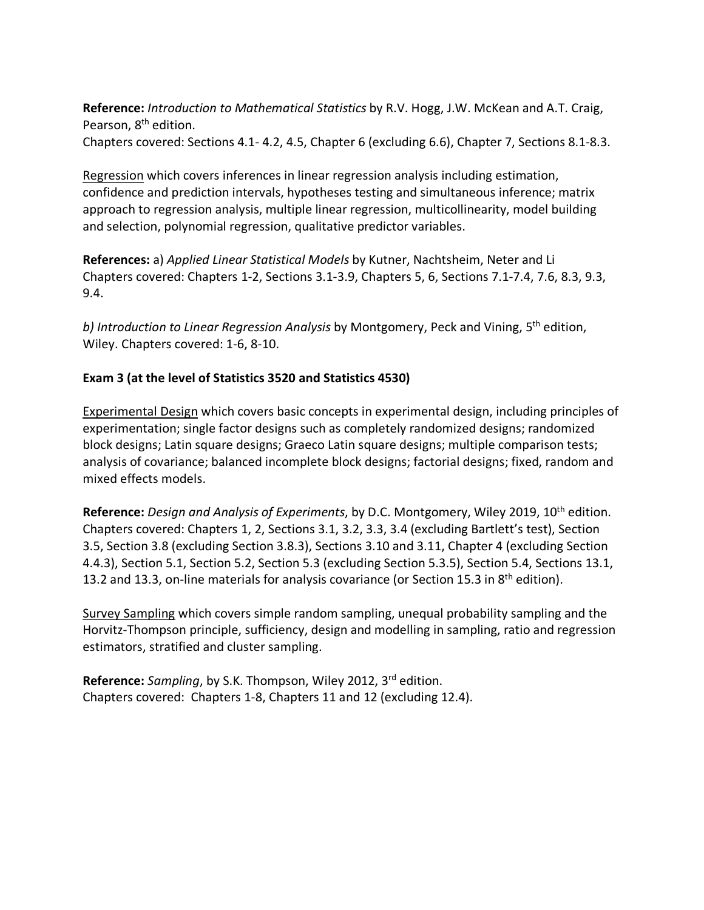**Reference:** *Introduction to Mathematical Statistics* by R.V. Hogg, J.W. McKean and A.T. Craig, Pearson, 8th edition.
Chapters covered: Sections 4.1- 4.2, 4.5, Chapter 6 (excluding 6.6), Chapter 7, Sections 8.1-8.3.

Regression which covers inferences in linear regression analysis including estimation, confidence and prediction intervals, hypotheses testing and simultaneous inference; matrix approach to regression analysis, multiple linear regression, multicollinearity, model building and selection, polynomial regression, qualitative predictor variables.

**References:** a) *Applied Linear Statistical Models* by Kutner, Nachtsheim, Neter and Li
Chapters covered: Chapters 1-2, Sections 3.1-3.9, Chapters 5, 6, Sections 7.1-7.4, 7.6, 8.3, 9.3, 9.4.

*b) Introduction to Linear Regression Analysis* by Montgomery, Peck and Vining, 5th edition, Wiley. Chapters covered: 1-6, 8-10.

**Exam 3 (at the level of Statistics 3520 and Statistics 4530)**

Experimental Design which covers basic concepts in experimental design, including principles of experimentation; single factor designs such as completely randomized designs; randomized block designs; Latin square designs; Graeco Latin square designs; multiple comparison tests; analysis of covariance; balanced incomplete block designs; factorial designs; fixed, random and mixed effects models.

**Reference:** *Design and Analysis of Experiments*, by D.C. Montgomery, Wiley 2019, 10th edition.
Chapters covered: Chapters 1, 2, Sections 3.1, 3.2, 3.3, 3.4 (excluding Bartlett's test), Section 3.5, Section 3.8 (excluding Section 3.8.3), Sections 3.10 and 3.11, Chapter 4 (excluding Section 4.4.3), Section 5.1, Section 5.2, Section 5.3 (excluding Section 5.3.5), Section 5.4, Sections 13.1, 13.2 and 13.3, on-line materials for analysis covariance (or Section 15.3 in 8th edition).

Survey Sampling which covers simple random sampling, unequal probability sampling and the Horvitz-Thompson principle, sufficiency, design and modelling in sampling, ratio and regression estimators, stratified and cluster sampling.

**Reference:** *Sampling*, by S.K. Thompson, Wiley 2012, 3rd edition.
Chapters covered: Chapters 1-8, Chapters 11 and 12 (excluding 12.4).